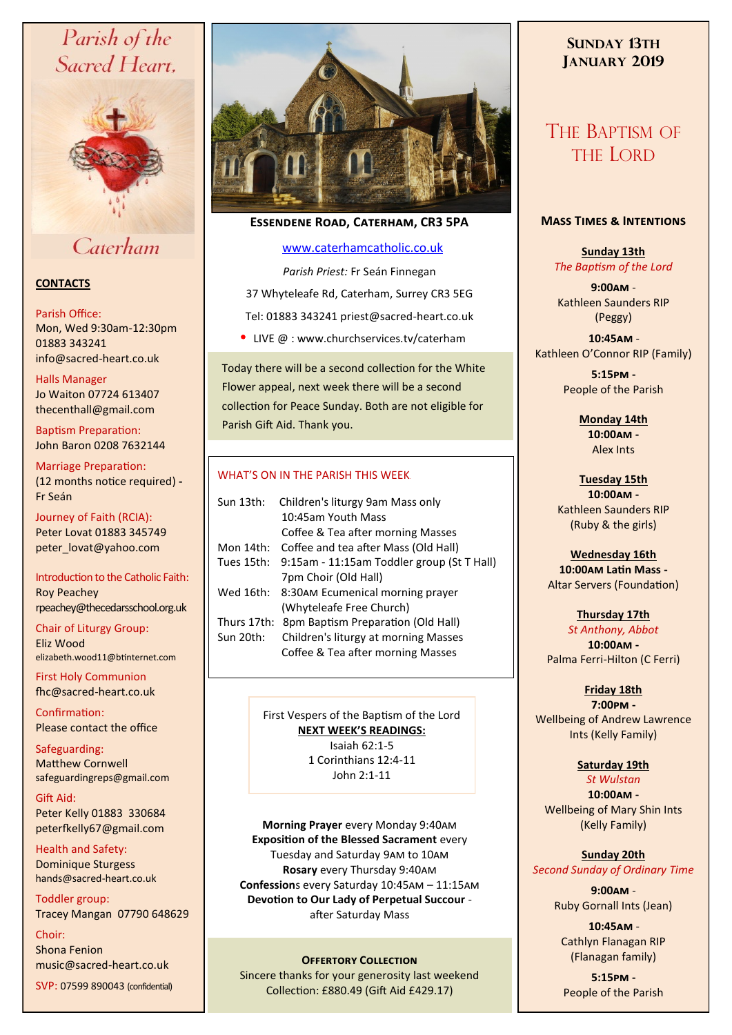# Parish of the Sacred Heart, Caterham

## CONTACTS

Parish Office:
Mon, Wed 9:30am-12:30pm
01883 343241
info@sacred-heart.co.uk

Halls Manager
Jo Waiton 07724 613407
thecenthall@gmail.com

Baptism Preparation:
John Baron 0208 7632144

Marriage Preparation:
(12 months notice required) - Fr Seán

Journey of Faith (RCIA):
Peter Lovat 01883 345749
peter_lovat@yahoo.com

Introduction to the Catholic Faith:
Roy Peachey
rpeachey@thecedarsschool.org.uk

Chair of Liturgy Group:
Eliz Wood
elizabeth.wood11@btinternet.com

First Holy Communion
fhc@sacred-heart.co.uk

Confirmation:
Please contact the office

Safeguarding:
Matthew Cornwell
safeguardingreps@gmail.com

Gift Aid:
Peter Kelly 01883 330684
peterfkelly67@gmail.com

Health and Safety:
Dominique Sturgess
hands@sacred-heart.co.uk

Toddler group:
Tracey Mangan 07790 648629

Choir:
Shona Fenion
music@sacred-heart.co.uk

SVP: 07599 890043 (confidential)

---

**ESSENDENE ROAD, CATERHAM, CR3 5PA**

www.caterhamcatholic.co.uk

*Parish Priest:* Fr Seán Finnegan

37 Whyteleafe Rd, Caterham, Surrey CR3 5EG

Tel: 01883 343241 priest@sacred-heart.co.uk

- LIVE @ : www.churchservices.tv/caterham

Today there will be a second collection for the White Flower appeal, next week there will be a second collection for Peace Sunday. Both are not eligible for Parish Gift Aid. Thank you.

### WHAT'S ON IN THE PARISH THIS WEEK

Sun 13th: Children's liturgy 9am Mass only
10:45am Youth Mass
Coffee & Tea after morning Masses

Mon 14th: Coffee and tea after Mass (Old Hall)

Tues 15th: 9:15am - 11:15am Toddler group (St T Hall)
7pm Choir (Old Hall)

Wed 16th: 8:30AM Ecumenical morning prayer (Whyteleafe Free Church)

Thurs 17th: 8pm Baptism Preparation (Old Hall)

Sun 20th: Children's liturgy at morning Masses
Coffee & Tea after morning Masses

First Vespers of the Baptism of the Lord

**NEXT WEEK'S READINGS:**
Isaiah 62:1-5
1 Corinthians 12:4-11
John 2:1-11

**Morning Prayer** every Monday 9:40AM
**Exposition of the Blessed Sacrament** every Tuesday and Saturday 9AM to 10AM
**Rosary** every Thursday 9:40AM
**Confession**s every Saturday 10:45AM – 11:15AM
**Devotion to Our Lady of Perpetual Succour** - after Saturday Mass

**OFFERTORY COLLECTION**
Sincere thanks for your generosity last weekend
Collection: £880.49 (Gift Aid £429.17)

---

## SUNDAY 13TH JANUARY 2019

## THE BAPTISM OF THE LORD

### MASS TIMES & INTENTIONS

**Sunday 13th**
*The Baptism of the Lord*
**9:00AM** - Kathleen Saunders RIP (Peggy)
**10:45AM** - Kathleen O'Connor RIP (Family)
**5:15PM** - People of the Parish

**Monday 14th**
**10:00AM** - Alex Ints

**Tuesday 15th**
**10:00AM** - Kathleen Saunders RIP (Ruby & the girls)

**Wednesday 16th**
**10:00AM Latin Mass** - Altar Servers (Foundation)

**Thursday 17th**
*St Anthony, Abbot*
**10:00AM** - Palma Ferri-Hilton (C Ferri)

**Friday 18th**
**7:00PM** - Wellbeing of Andrew Lawrence Ints (Kelly Family)

**Saturday 19th**
*St Wulstan*
**10:00AM** - Wellbeing of Mary Shin Ints (Kelly Family)

**Sunday 20th**
*Second Sunday of Ordinary Time*
**9:00AM** - Ruby Gornall Ints (Jean)
**10:45AM** - Cathlyn Flanagan RIP (Flanagan family)
**5:15PM** - People of the Parish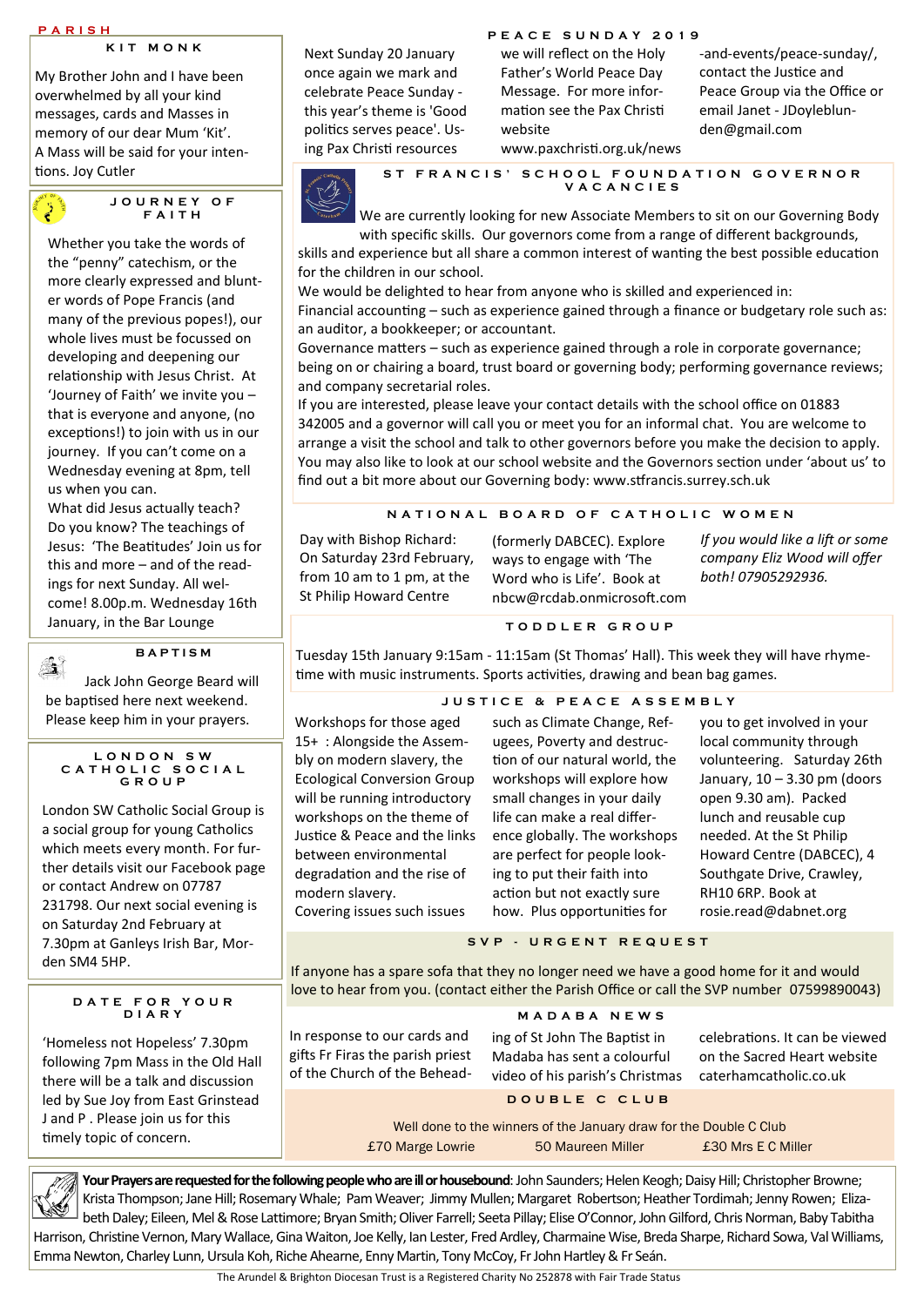PARISH

## KIT MONK

My Brother John and I have been overwhelmed by all your kind messages, cards and Masses in memory of our dear Mum 'Kit'. A Mass will be said for your intentions. Joy Cutler

## JOURNEY OF FAITH

Whether you take the words of the "penny" catechism, or the more clearly expressed and blunter words of Pope Francis (and many of the previous popes!), our whole lives must be focussed on developing and deepening our relationship with Jesus Christ. At 'Journey of Faith' we invite you – that is everyone and anyone, (no exceptions!) to join with us in our journey. If you can't come on a Wednesday evening at 8pm, tell us when you can.

What did Jesus actually teach? Do you know? The teachings of Jesus: 'The Beatitudes' Join us for this and more – and of the readings for next Sunday. All welcome! 8.00p.m. Wednesday 16th January, in the Bar Lounge

## BAPTISM

Jack John George Beard will be baptised here next weekend. Please keep him in your prayers.

## LONDON SW CATHOLIC SOCIAL GROUP

London SW Catholic Social Group is a social group for young Catholics which meets every month. For further details visit our Facebook page or contact Andrew on 07787 231798. Our next social evening is on Saturday 2nd February at 7.30pm at Ganleys Irish Bar, Morden SM4 5HP.

## DATE FOR YOUR DIARY

'Homeless not Hopeless' 7.30pm following 7pm Mass in the Old Hall there will be a talk and discussion led by Sue Joy from East Grinstead J and P . Please join us for this timely topic of concern.

## PEACE SUNDAY 2019

Next Sunday 20 January once again we mark and celebrate Peace Sunday - this year's theme is 'Good politics serves peace'. Using Pax Christi resources we will reflect on the Holy Father's World Peace Day Message. For more information see the Pax Christi website www.paxchristi.org.uk/news-and-events/peace-sunday/, contact the Justice and Peace Group via the Office or email Janet - JDoyleblunden@gmail.com

## ST FRANCIS' SCHOOL FOUNDATION GOVERNOR VACANCIES

We are currently looking for new Associate Members to sit on our Governing Body with specific skills. Our governors come from a range of different backgrounds, skills and experience but all share a common interest of wanting the best possible education for the children in our school.

We would be delighted to hear from anyone who is skilled and experienced in:

Financial accounting – such as experience gained through a finance or budgetary role such as: an auditor, a bookkeeper; or accountant.

Governance matters – such as experience gained through a role in corporate governance; being on or chairing a board, trust board or governing body; performing governance reviews; and company secretarial roles.

If you are interested, please leave your contact details with the school office on 01883 342005 and a governor will call you or meet you for an informal chat. You are welcome to arrange a visit the school and talk to other governors before you make the decision to apply. You may also like to look at our school website and the Governors section under 'about us' to find out a bit more about our Governing body: www.stfrancis.surrey.sch.uk

## NATIONAL BOARD OF CATHOLIC WOMEN

Day with Bishop Richard: On Saturday 23rd February, from 10 am to 1 pm, at the St Philip Howard Centre (formerly DABCEC). Explore ways to engage with 'The Word who is Life'. Book at nbcw@rcdab.onmicrosoft.com

*If you would like a lift or some company Eliz Wood will offer both! 07905272936.*

## TODDLER GROUP

Tuesday 15th January 9:15am - 11:15am (St Thomas' Hall). This week they will have rhyme-time with music instruments. Sports activities, drawing and bean bag games.

## JUSTICE & PEACE ASSEMBLY

Workshops for those aged 15+ : Alongside the Assembly on modern slavery, the Ecological Conversion Group will be running introductory workshops on the theme of Justice & Peace and the links between environmental degradation and the rise of modern slavery.

Covering issues such issues such as Climate Change, Refugees, Poverty and destruction of our natural world, the workshops will explore how small changes in your daily life can make a real difference globally. The workshops are perfect for people looking to put their faith into action but not exactly sure how. Plus opportunities for you to get involved in your local community through volunteering. Saturday 26th January, 10 – 3.30 pm (doors open 9.30 am). Packed lunch and reusable cup needed. At the St Philip Howard Centre (DABCEC), 4 Southgate Drive, Crawley, RH10 6RP. Book at rosie.read@dabnet.org

## SVP - URGENT REQUEST

If anyone has a spare sofa that they no longer need we have a good home for it and would love to hear from you. (contact either the Parish Office or call the SVP number 07599890043)

## MADABA NEWS

In response to our cards and gifts Fr Firas the parish priest of the Church of the Beheading of St John The Baptist in Madaba has sent a colourful video of his parish's Christmas celebrations. It can be viewed on the Sacred Heart website caterhamcatholic.co.uk

## DOUBLE C CLUB

Well done to the winners of the January draw for the Double C Club

£70 Marge Lowrie 50 Maureen Miller £30 Mrs E C Miller

**Your Prayers are requested for the following people who are ill or housebound**: John Saunders; Helen Keogh; Daisy Hill; Christopher Browne; Krista Thompson; Jane Hill; Rosemary Whale; Pam Weaver; Jimmy Mullen; Margaret Robertson; Heather Tordimah; Jenny Rowen; Elizabeth Daley; Eileen, Mel & Rose Lattimore; Bryan Smith; Oliver Farrell; Seeta Pillay; Elise O'Connor, John Gilford, Chris Norman, Baby Tabitha Harrison, Christine Vernon, Mary Wallace, Gina Waiton, Joe Kelly, Ian Lester, Fred Ardley, Charmaine Wise, Breda Sharpe, Richard Sowa, Val Williams, Emma Newton, Charley Lunn, Ursula Koh, Riche Ahearne, Enny Martin, Tony McCoy, Fr John Hartley & Fr Seán.

The Arundel & Brighton Diocesan Trust is a Registered Charity No 252878 with Fair Trade Status